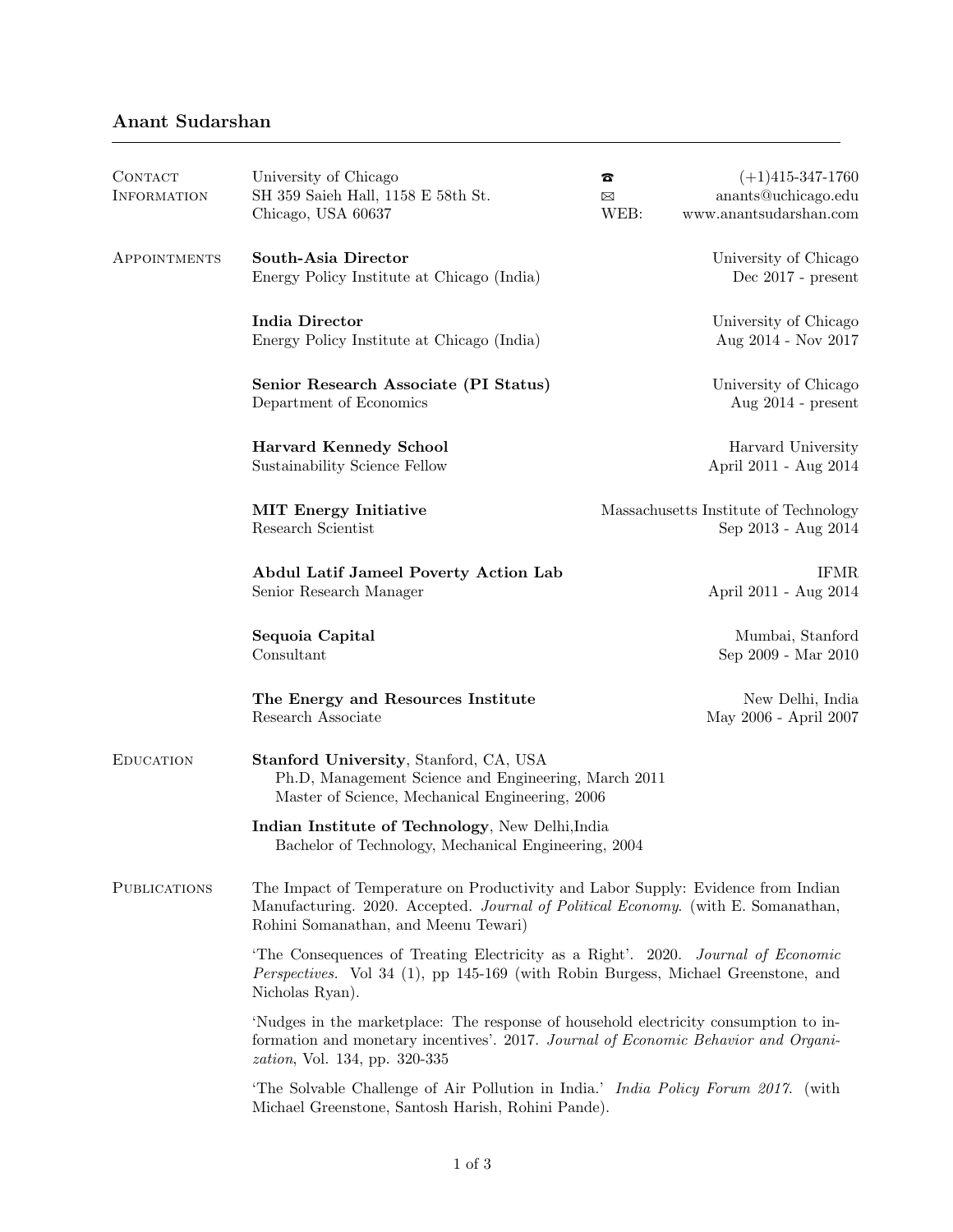# Anant Sudarshan

## Contact Information

University of Chicago
SH 359 Saieh Hall, 1158 E 58th St.
Chicago, USA 60637

☎ (+1)415-347-1760
✉ anants@uchicago.edu
WEB: www.anantsudarshan.com

## Appointments

**South-Asia Director** — University of Chicago
Energy Policy Institute at Chicago (India) — Dec 2017 - present

**India Director** — University of Chicago
Energy Policy Institute at Chicago (India) — Aug 2014 - Nov 2017

**Senior Research Associate (PI Status)** — University of Chicago
Department of Economics — Aug 2014 - present

**Harvard Kennedy School** — Harvard University
Sustainability Science Fellow — April 2011 - Aug 2014

**MIT Energy Initiative** — Massachusetts Institute of Technology
Research Scientist — Sep 2013 - Aug 2014

**Abdul Latif Jameel Poverty Action Lab** — IFMR
Senior Research Manager — April 2011 - Aug 2014

**Sequoia Capital** — Mumbai, Stanford
Consultant — Sep 2009 - Mar 2010

**The Energy and Resources Institute** — New Delhi, India
Research Associate — May 2006 - April 2007

## Education

**Stanford University**, Stanford, CA, USA
- Ph.D, Management Science and Engineering, March 2011
- Master of Science, Mechanical Engineering, 2006

**Indian Institute of Technology**, New Delhi,India
- Bachelor of Technology, Mechanical Engineering, 2004

## Publications

The Impact of Temperature on Productivity and Labor Supply: Evidence from Indian Manufacturing. 2020. Accepted. *Journal of Political Economy.* (with E. Somanathan, Rohini Somanathan, and Meenu Tewari)

'The Consequences of Treating Electricity as a Right'. 2020. *Journal of Economic Perspectives.* Vol 34 (1), pp 145-169 (with Robin Burgess, Michael Greenstone, and Nicholas Ryan).

'Nudges in the marketplace: The response of household electricity consumption to information and monetary incentives'. 2017. *Journal of Economic Behavior and Organization*, Vol. 134, pp. 320-335

'The Solvable Challenge of Air Pollution in India.' *India Policy Forum 2017.* (with Michael Greenstone, Santosh Harish, Rohini Pande).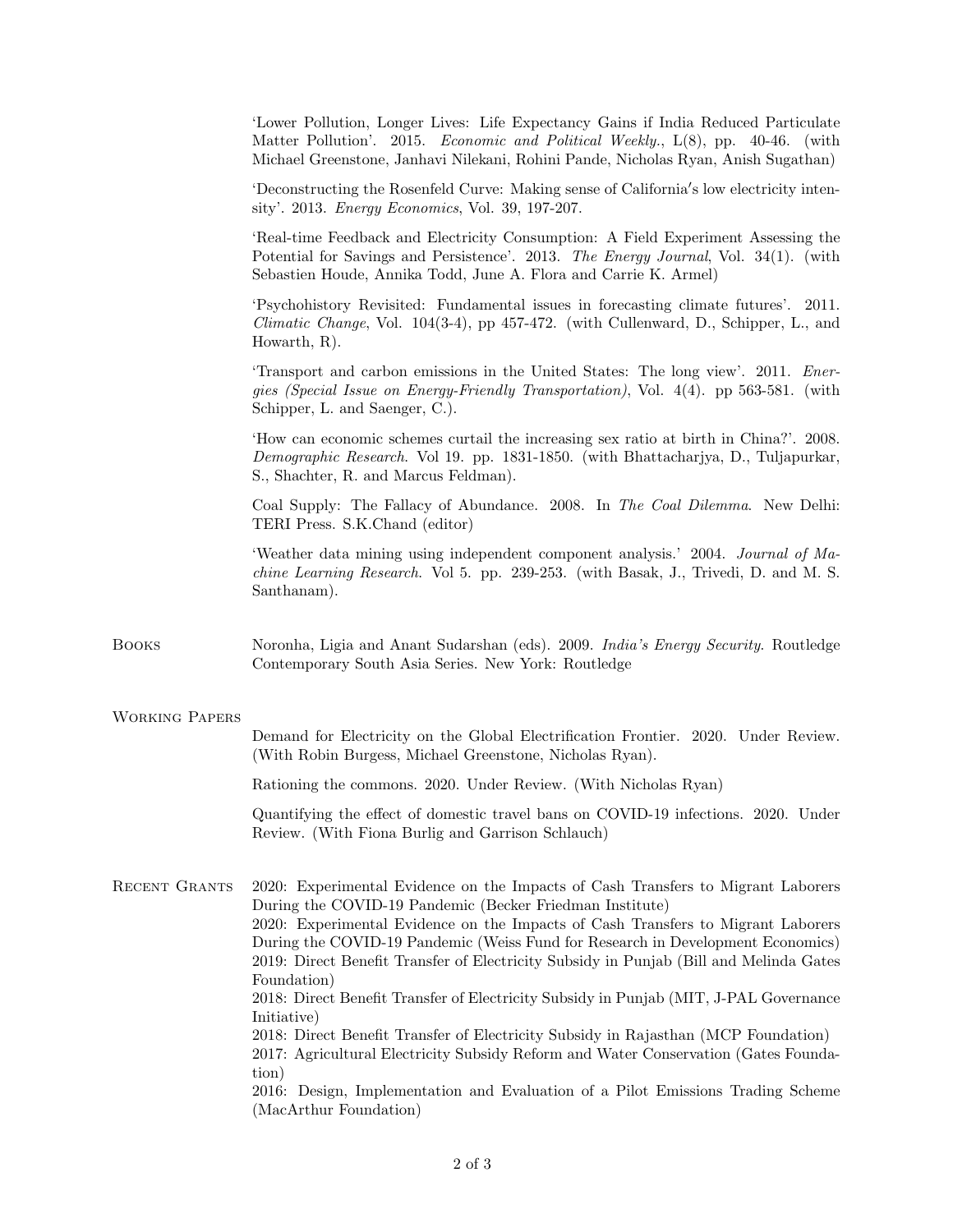'Lower Pollution, Longer Lives: Life Expectancy Gains if India Reduced Particulate Matter Pollution'. 2015. *Economic and Political Weekly.*, L(8), pp. 40-46. (with Michael Greenstone, Janhavi Nilekani, Rohini Pande, Nicholas Ryan, Anish Sugathan)

'Deconstructing the Rosenfeld Curve: Making sense of California′s low electricity intensity'. 2013. *Energy Economics*, Vol. 39, 197-207.

'Real-time Feedback and Electricity Consumption: A Field Experiment Assessing the Potential for Savings and Persistence'. 2013. *The Energy Journal*, Vol. 34(1). (with Sebastien Houde, Annika Todd, June A. Flora and Carrie K. Armel)

'Psychohistory Revisited: Fundamental issues in forecasting climate futures'. 2011. *Climatic Change*, Vol. 104(3-4), pp 457-472. (with Cullenward, D., Schipper, L., and Howarth, R).

'Transport and carbon emissions in the United States: The long view'. 2011. *Energies (Special Issue on Energy-Friendly Transportation)*, Vol. 4(4). pp 563-581. (with Schipper, L. and Saenger, C.).

'How can economic schemes curtail the increasing sex ratio at birth in China?'. 2008. *Demographic Research*. Vol 19. pp. 1831-1850. (with Bhattacharjya, D., Tuljapurkar, S., Shachter, R. and Marcus Feldman).

Coal Supply: The Fallacy of Abundance. 2008. In *The Coal Dilemma*. New Delhi: TERI Press. S.K.Chand (editor)

'Weather data mining using independent component analysis.' 2004. *Journal of Machine Learning Research*. Vol 5. pp. 239-253. (with Basak, J., Trivedi, D. and M. S. Santhanam).

## Books

Noronha, Ligia and Anant Sudarshan (eds). 2009. *India's Energy Security*. Routledge Contemporary South Asia Series. New York: Routledge

## Working Papers

Demand for Electricity on the Global Electrification Frontier. 2020. Under Review. (With Robin Burgess, Michael Greenstone, Nicholas Ryan).

Rationing the commons. 2020. Under Review. (With Nicholas Ryan)

Quantifying the effect of domestic travel bans on COVID-19 infections. 2020. Under Review. (With Fiona Burlig and Garrison Schlauch)

## Recent Grants

2020: Experimental Evidence on the Impacts of Cash Transfers to Migrant Laborers During the COVID-19 Pandemic (Becker Friedman Institute)
2020: Experimental Evidence on the Impacts of Cash Transfers to Migrant Laborers During the COVID-19 Pandemic (Weiss Fund for Research in Development Economics)
2019: Direct Benefit Transfer of Electricity Subsidy in Punjab (Bill and Melinda Gates Foundation)
2018: Direct Benefit Transfer of Electricity Subsidy in Punjab (MIT, J-PAL Governance Initiative)
2018: Direct Benefit Transfer of Electricity Subsidy in Rajasthan (MCP Foundation)
2017: Agricultural Electricity Subsidy Reform and Water Conservation (Gates Foundation)
2016: Design, Implementation and Evaluation of a Pilot Emissions Trading Scheme (MacArthur Foundation)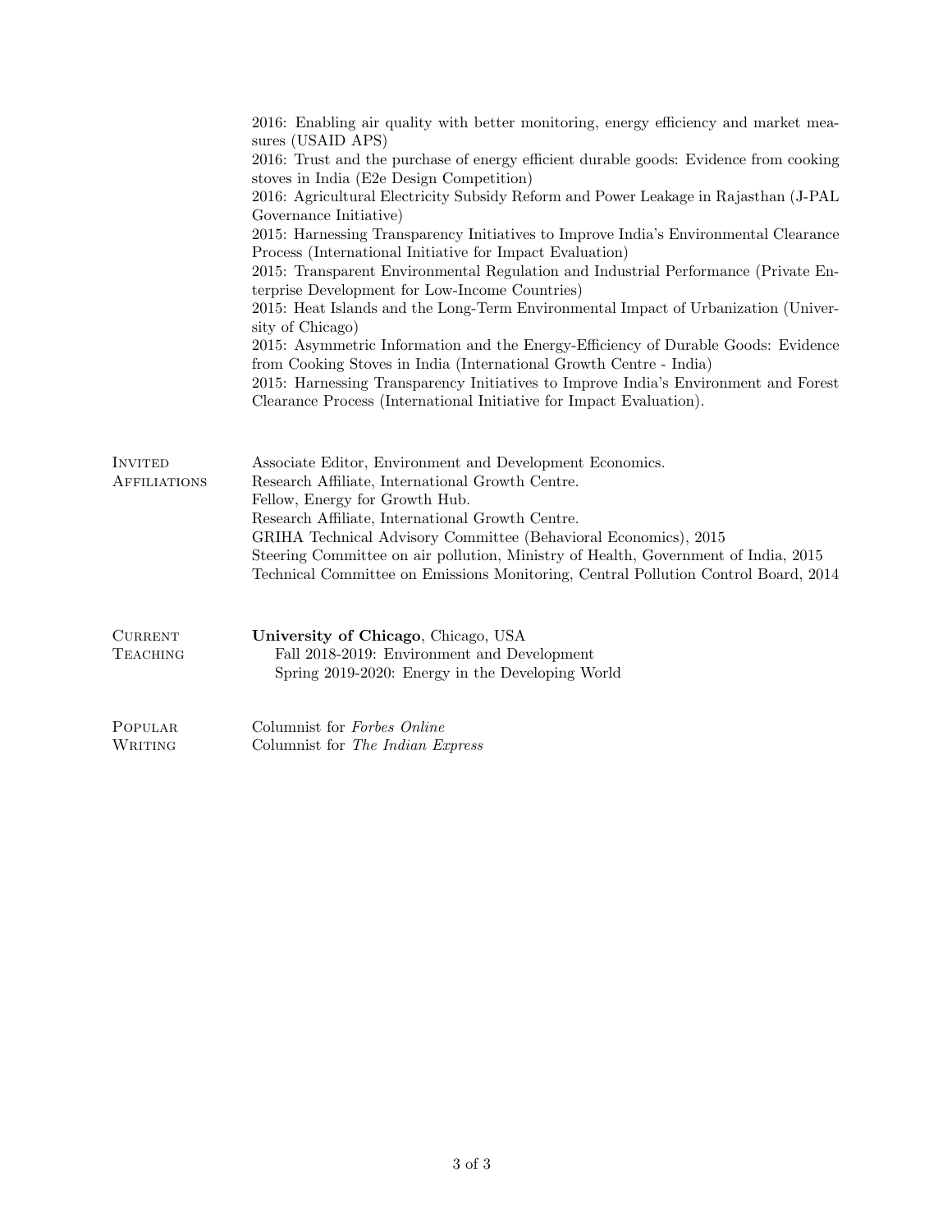2016: Enabling air quality with better monitoring, energy efficiency and market measures (USAID APS)
2016: Trust and the purchase of energy efficient durable goods: Evidence from cooking stoves in India (E2e Design Competition)
2016: Agricultural Electricity Subsidy Reform and Power Leakage in Rajasthan (J-PAL Governance Initiative)
2015: Harnessing Transparency Initiatives to Improve India's Environmental Clearance Process (International Initiative for Impact Evaluation)
2015: Transparent Environmental Regulation and Industrial Performance (Private Enterprise Development for Low-Income Countries)
2015: Heat Islands and the Long-Term Environmental Impact of Urbanization (University of Chicago)
2015: Asymmetric Information and the Energy-Efficiency of Durable Goods: Evidence from Cooking Stoves in India (International Growth Centre - India)
2015: Harnessing Transparency Initiatives to Improve India's Environment and Forest Clearance Process (International Initiative for Impact Evaluation).

## Invited Affiliations

Associate Editor, Environment and Development Economics.
Research Affiliate, International Growth Centre.
Fellow, Energy for Growth Hub.
Research Affiliate, International Growth Centre.
GRIHA Technical Advisory Committee (Behavioral Economics), 2015
Steering Committee on air pollution, Ministry of Health, Government of India, 2015
Technical Committee on Emissions Monitoring, Central Pollution Control Board, 2014

## Current Teaching

**University of Chicago**, Chicago, USA
Fall 2018-2019: Environment and Development
Spring 2019-2020: Energy in the Developing World

## Popular Writing

Columnist for *Forbes Online*
Columnist for *The Indian Express*